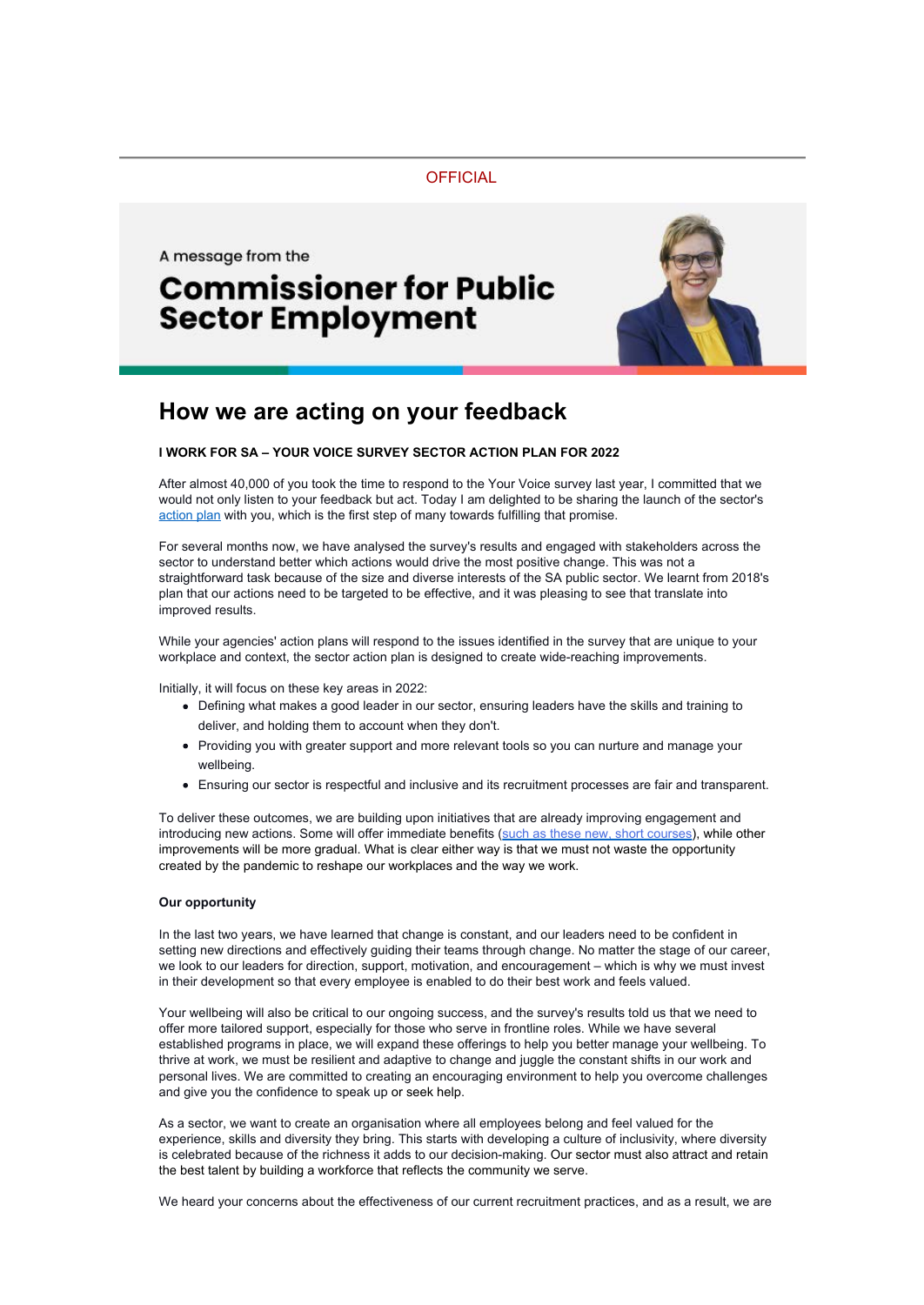OFFICIAL

A message from the

# Commissioner for Public Sector Employment

## How we are acting on your feedback

**I WORK FOR SA – YOUR VOICE SURVEY SECTOR ACTION PLAN FOR 2022**

After almost 40,000 of you took the time to respond to the Your Voice survey last year, I committed that we would not only listen to your feedback but act. Today I am delighted to be sharing the launch of the sector's action plan with you, which is the first step of many towards fulfilling that promise.

For several months now, we have analysed the survey's results and engaged with stakeholders across the sector to understand better which actions would drive the most positive change. This was not a straightforward task because of the size and diverse interests of the SA public sector. We learnt from 2018's plan that our actions need to be targeted to be effective, and it was pleasing to see that translate into improved results.

While your agencies' action plans will respond to the issues identified in the survey that are unique to your workplace and context, the sector action plan is designed to create wide-reaching improvements.

Initially, it will focus on these key areas in 2022:

- Defining what makes a good leader in our sector, ensuring leaders have the skills and training to deliver, and holding them to account when they don't.
- Providing you with greater support and more relevant tools so you can nurture and manage your wellbeing.
- Ensuring our sector is respectful and inclusive and its recruitment processes are fair and transparent.

To deliver these outcomes, we are building upon initiatives that are already improving engagement and introducing new actions. Some will offer immediate benefits (such as these new, short courses), while other improvements will be more gradual. What is clear either way is that we must not waste the opportunity created by the pandemic to reshape our workplaces and the way we work.

**Our opportunity**

In the last two years, we have learned that change is constant, and our leaders need to be confident in setting new directions and effectively guiding their teams through change. No matter the stage of our career, we look to our leaders for direction, support, motivation, and encouragement – which is why we must invest in their development so that every employee is enabled to do their best work and feels valued.

Your wellbeing will also be critical to our ongoing success, and the survey's results told us that we need to offer more tailored support, especially for those who serve in frontline roles. While we have several established programs in place, we will expand these offerings to help you better manage your wellbeing. To thrive at work, we must be resilient and adaptive to change and juggle the constant shifts in our work and personal lives. We are committed to creating an encouraging environment to help you overcome challenges and give you the confidence to speak up or seek help.

As a sector, we want to create an organisation where all employees belong and feel valued for the experience, skills and diversity they bring. This starts with developing a culture of inclusivity, where diversity is celebrated because of the richness it adds to our decision-making. Our sector must also attract and retain the best talent by building a workforce that reflects the community we serve.

We heard your concerns about the effectiveness of our current recruitment practices, and as a result, we are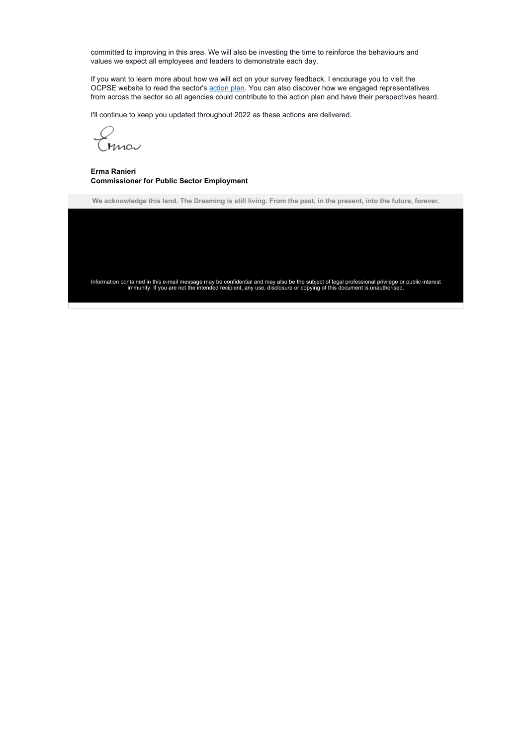committed to improving in this area. We will also be investing the time to reinforce the behaviours and values we expect all employees and leaders to demonstrate each day.

If you want to learn more about how we will act on your survey feedback, I encourage you to visit the OCPSE website to read the sector's action plan. You can also discover how we engaged representatives from across the sector so all agencies could contribute to the action plan and have their perspectives heard.

I'll continue to keep you updated throughout 2022 as these actions are delivered.

**Erma Ranieri**
**Commissioner for Public Sector Employment**

We acknowledge this land. The Dreaming is still living. From the past, in the present, into the future, forever.

Information contained in this e-mail message may be confidential and may also be the subject of legal professional privilege or public interest immunity. If you are not the intended recipient, any use, disclosure or copying of this document is unauthorised.